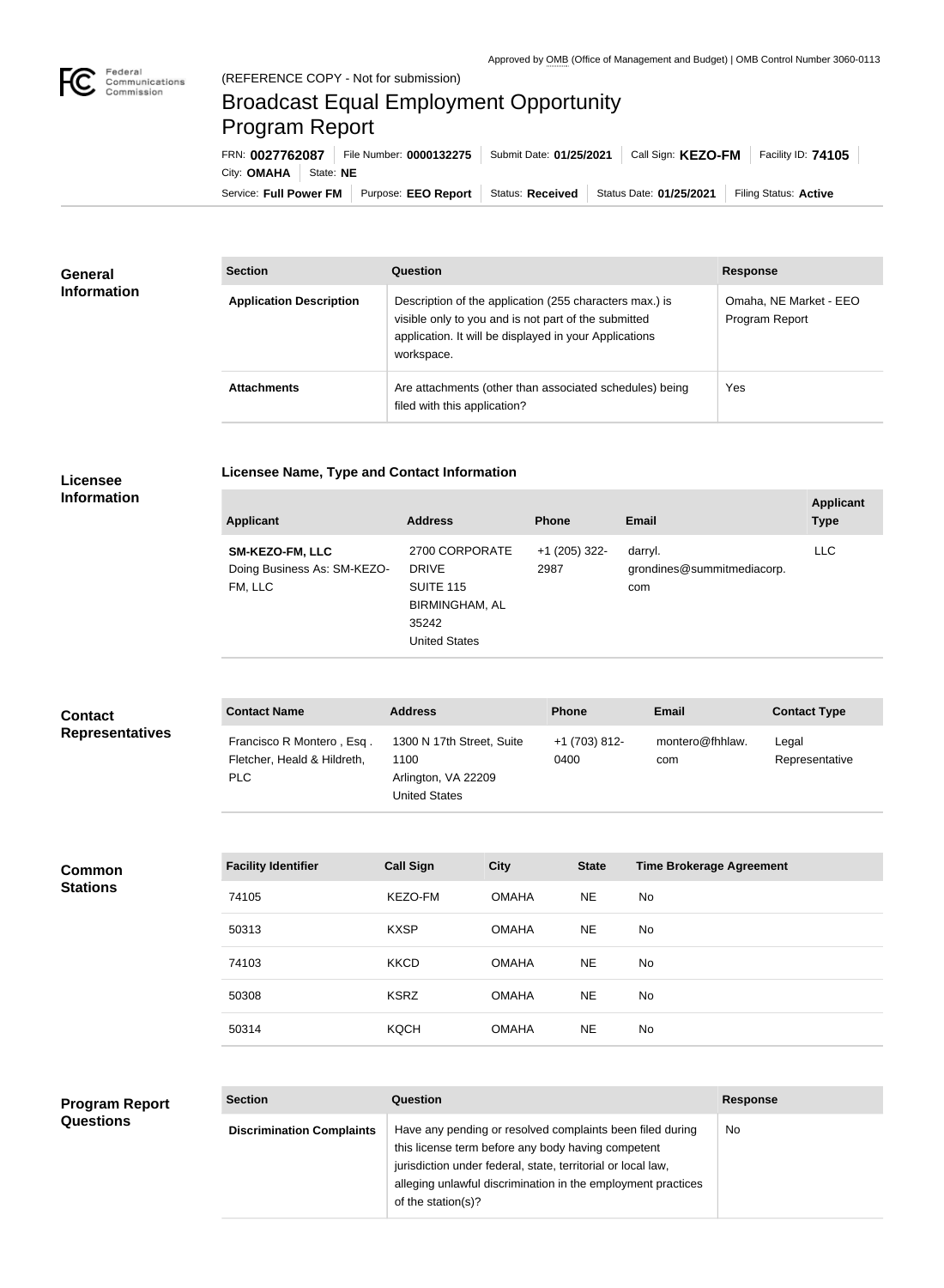Approved by OMB (Office of Management and Budget) | OMB Control Number 3060-0113

(REFERENCE COPY - Not for submission)

# Broadcast Equal Employment Opportunity Program Report

FRN: **0027762087** | File Number: **0000132275** | Submit Date: **01/25/2021** | Call Sign: **KEZO-FM** | Facility ID: **74105** | City: **OMAHA** | State: **NE**

Service: **Full Power FM** | Purpose: **EEO Report** | Status: **Received** | Status Date: **01/25/2021** | Filing Status: **Active**

## General Information

| Section | Question | Response |
|---|---|---|
| **Application Description** | Description of the application (255 characters max.) is visible only to you and is not part of the submitted application. It will be displayed in your Applications workspace. | Omaha, NE Market - EEO Program Report |
| **Attachments** | Are attachments (other than associated schedules) being filed with this application? | Yes |

## Licensee Information

### Licensee Name, Type and Contact Information

| Applicant | Address | Phone | Email | Applicant Type |
|---|---|---|---|---|
| **SM-KEZO-FM, LLC** Doing Business As: SM-KEZO-FM, LLC | 2700 CORPORATE DRIVE SUITE 115 BIRMINGHAM, AL 35242 United States | +1 (205) 322-2987 | darryl.grondines@summitmediacorp.com | LLC |

## Contact Representatives

| Contact Name | Address | Phone | Email | Contact Type |
|---|---|---|---|---|
| Francisco R Montero , Esq . Fletcher, Heald & Hildreth, PLC | 1300 N 17th Street, Suite 1100 Arlington, VA 22209 United States | +1 (703) 812-0400 | montero@fhhlaw.com | Legal Representative |

## Common Stations

| Facility Identifier | Call Sign | City | State | Time Brokerage Agreement |
|---|---|---|---|---|
| 74105 | KEZO-FM | OMAHA | NE | No |
| 50313 | KXSP | OMAHA | NE | No |
| 74103 | KKCD | OMAHA | NE | No |
| 50308 | KSRZ | OMAHA | NE | No |
| 50314 | KQCH | OMAHA | NE | No |

## Program Report Questions

| Section | Question | Response |
|---|---|---|
| **Discrimination Complaints** | Have any pending or resolved complaints been filed during this license term before any body having competent jurisdiction under federal, state, territorial or local law, alleging unlawful discrimination in the employment practices of the station(s)? | No |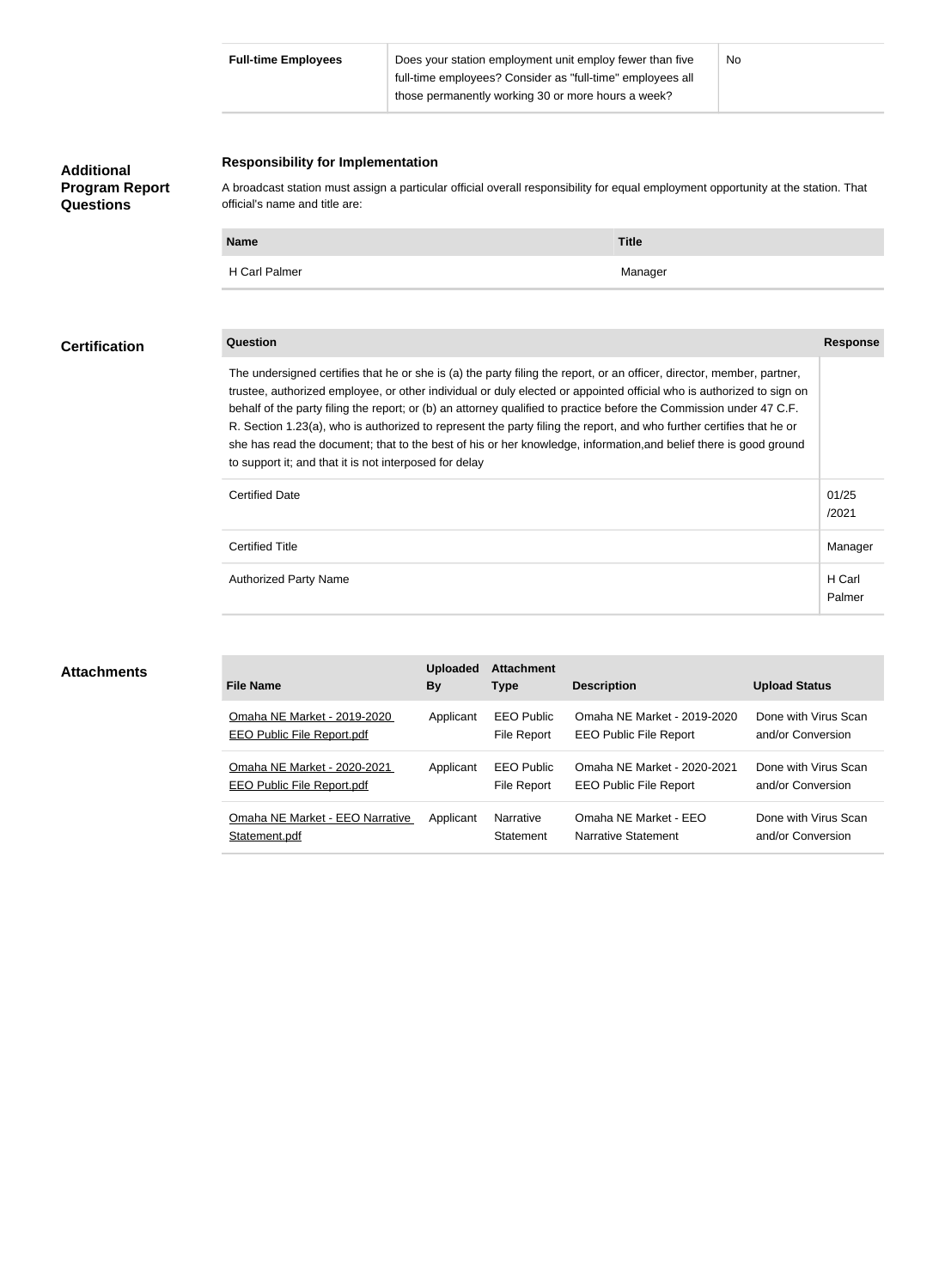| | | |
|---|---|---|
| **Full-time Employees** | Does your station employment unit employ fewer than five full-time employees? Consider as "full-time" employees all those permanently working 30 or more hours a week? | No |

## Additional Program Report Questions

### Responsibility for Implementation

A broadcast station must assign a particular official overall responsibility for equal employment opportunity at the station. That official's name and title are:

| Name | Title |
|---|---|
| H Carl Palmer | Manager |

## Certification

| Question | Response |
|---|---|
| The undersigned certifies that he or she is (a) the party filing the report, or an officer, director, member, partner, trustee, authorized employee, or other individual or duly elected or appointed official who is authorized to sign on behalf of the party filing the report; or (b) an attorney qualified to practice before the Commission under 47 C.F. R. Section 1.23(a), who is authorized to represent the party filing the report, and who further certifies that he or she has read the document; that to the best of his or her knowledge, information,and belief there is good ground to support it; and that it is not interposed for delay | |
| Certified Date | 01/25/2021 |
| Certified Title | Manager |
| Authorized Party Name | H Carl Palmer |

## Attachments

| File Name | Uploaded By | Attachment Type | Description | Upload Status |
|---|---|---|---|---|
| Omaha NE Market - 2019-2020 EEO Public File Report.pdf | Applicant | EEO Public File Report | Omaha NE Market - 2019-2020 EEO Public File Report | Done with Virus Scan and/or Conversion |
| Omaha NE Market - 2020-2021 EEO Public File Report.pdf | Applicant | EEO Public File Report | Omaha NE Market - 2020-2021 EEO Public File Report | Done with Virus Scan and/or Conversion |
| Omaha NE Market - EEO Narrative Statement.pdf | Applicant | Narrative Statement | Omaha NE Market - EEO Narrative Statement | Done with Virus Scan and/or Conversion |